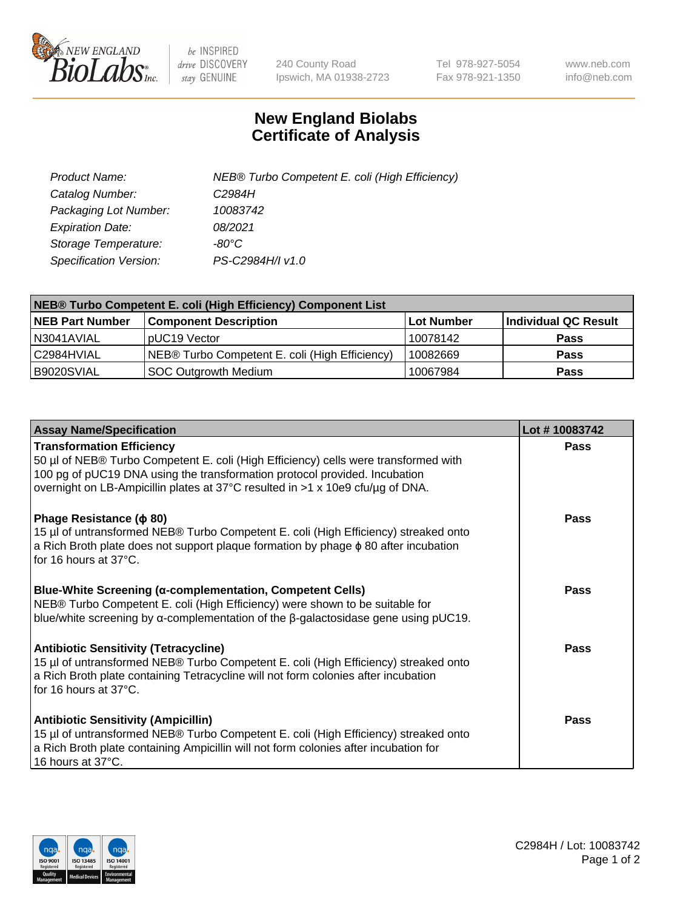NEW ENGLAND BioLabs Inc. — be INSPIRED drive DISCOVERY stay GENUINE

240 County Road
Ipswich, MA 01938-2723

Tel 978-927-5054
Fax 978-921-1350

www.neb.com
info@neb.com

# New England Biolabs
# Certificate of Analysis

| | |
|---|---|
| *Product Name:* | *NEB® Turbo Competent E. coli (High Efficiency)* |
| *Catalog Number:* | *C2984H* |
| *Packaging Lot Number:* | *10083742* |
| *Expiration Date:* | *08/2021* |
| *Storage Temperature:* | *-80°C* |
| *Specification Version:* | *PS-C2984H/I v1.0* |

**NEB® Turbo Competent E. coli (High Efficiency) Component List**

| NEB Part Number | Component Description | Lot Number | Individual QC Result |
|---|---|---|---|
| N3041AVIAL | pUC19 Vector | 10078142 | **Pass** |
| C2984HVIAL | NEB® Turbo Competent E. coli (High Efficiency) | 10082669 | **Pass** |
| B9020SVIAL | SOC Outgrowth Medium | 10067984 | **Pass** |

| Assay Name/Specification | Lot # 10083742 |
|---|---|
| **Transformation Efficiency**<br>50 µl of NEB® Turbo Competent E. coli (High Efficiency) cells were transformed with 100 pg of pUC19 DNA using the transformation protocol provided. Incubation overnight on LB-Ampicillin plates at 37°C resulted in >1 x 10e9 cfu/µg of DNA. | **Pass** |
| **Phage Resistance (ϕ 80)**<br>15 µl of untransformed NEB® Turbo Competent E. coli (High Efficiency) streaked onto a Rich Broth plate does not support plaque formation by phage ϕ 80 after incubation for 16 hours at 37°C. | **Pass** |
| **Blue-White Screening (α-complementation, Competent Cells)**<br>NEB® Turbo Competent E. coli (High Efficiency) were shown to be suitable for blue/white screening by α-complementation of the β-galactosidase gene using pUC19. | **Pass** |
| **Antibiotic Sensitivity (Tetracycline)**<br>15 µl of untransformed NEB® Turbo Competent E. coli (High Efficiency) streaked onto a Rich Broth plate containing Tetracycline will not form colonies after incubation for 16 hours at 37°C. | **Pass** |
| **Antibiotic Sensitivity (Ampicillin)**<br>15 µl of untransformed NEB® Turbo Competent E. coli (High Efficiency) streaked onto a Rich Broth plate containing Ampicillin will not form colonies after incubation for 16 hours at 37°C. | **Pass** |

C2984H / Lot: 10083742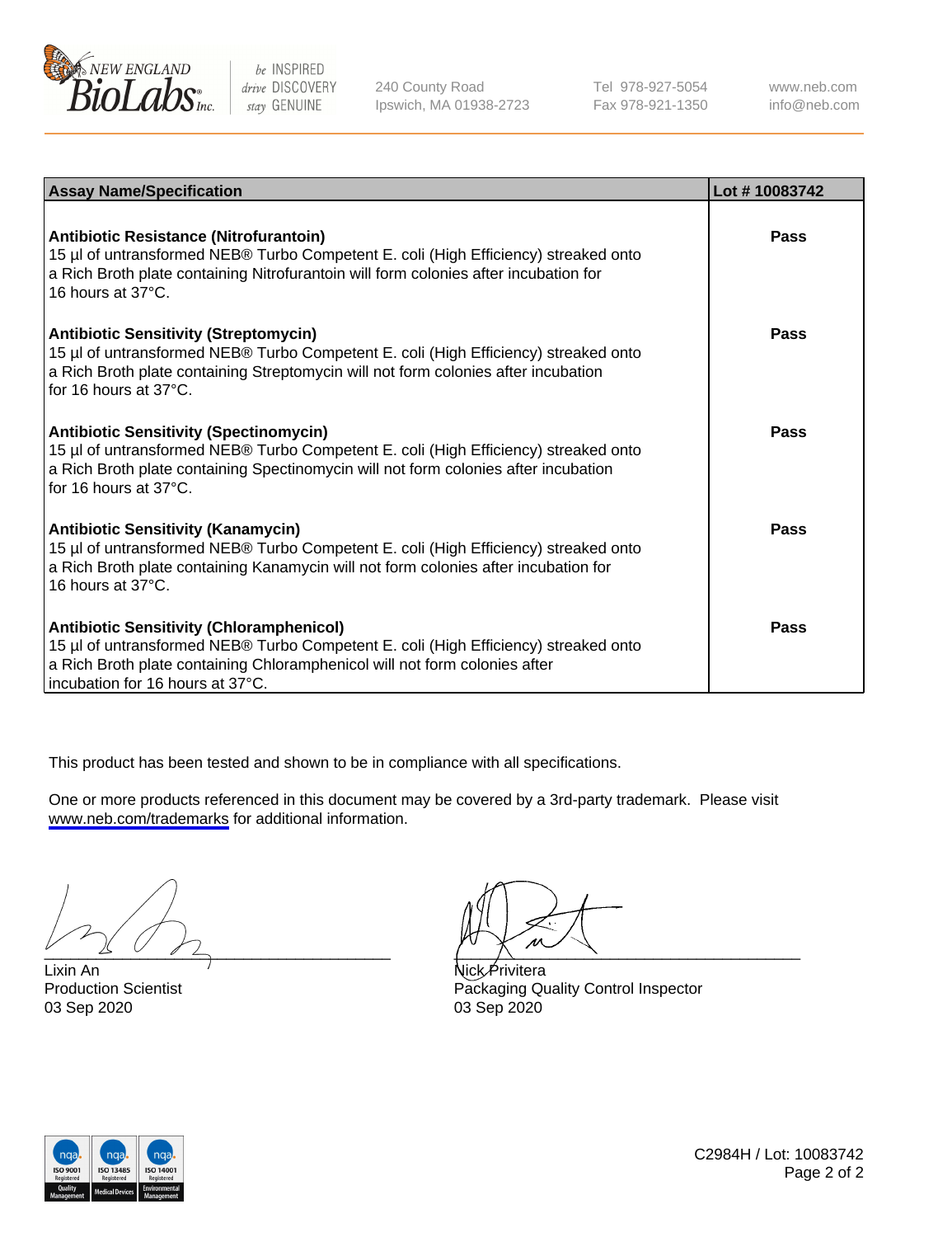| Assay Name/Specification | Lot # 10083742 |
|---|---|
| **Antibiotic Resistance (Nitrofurantoin)**<br>15 µl of untransformed NEB® Turbo Competent E. coli (High Efficiency) streaked onto a Rich Broth plate containing Nitrofurantoin will form colonies after incubation for 16 hours at 37°C. | **Pass** |
| **Antibiotic Sensitivity (Streptomycin)**<br>15 µl of untransformed NEB® Turbo Competent E. coli (High Efficiency) streaked onto a Rich Broth plate containing Streptomycin will not form colonies after incubation for 16 hours at 37°C. | **Pass** |
| **Antibiotic Sensitivity (Spectinomycin)**<br>15 µl of untransformed NEB® Turbo Competent E. coli (High Efficiency) streaked onto a Rich Broth plate containing Spectinomycin will not form colonies after incubation for 16 hours at 37°C. | **Pass** |
| **Antibiotic Sensitivity (Kanamycin)**<br>15 µl of untransformed NEB® Turbo Competent E. coli (High Efficiency) streaked onto a Rich Broth plate containing Kanamycin will not form colonies after incubation for 16 hours at 37°C. | **Pass** |
| **Antibiotic Sensitivity (Chloramphenicol)**<br>15 µl of untransformed NEB® Turbo Competent E. coli (High Efficiency) streaked onto a Rich Broth plate containing Chloramphenicol will not form colonies after incubation for 16 hours at 37°C. | **Pass** |

This product has been tested and shown to be in compliance with all specifications.

One or more products referenced in this document may be covered by a 3rd-party trademark. Please visit www.neb.com/trademarks for additional information.

Lixin An
Production Scientist
03 Sep 2020

Nick Privitera
Packaging Quality Control Inspector
03 Sep 2020

C2984H / Lot: 10083742